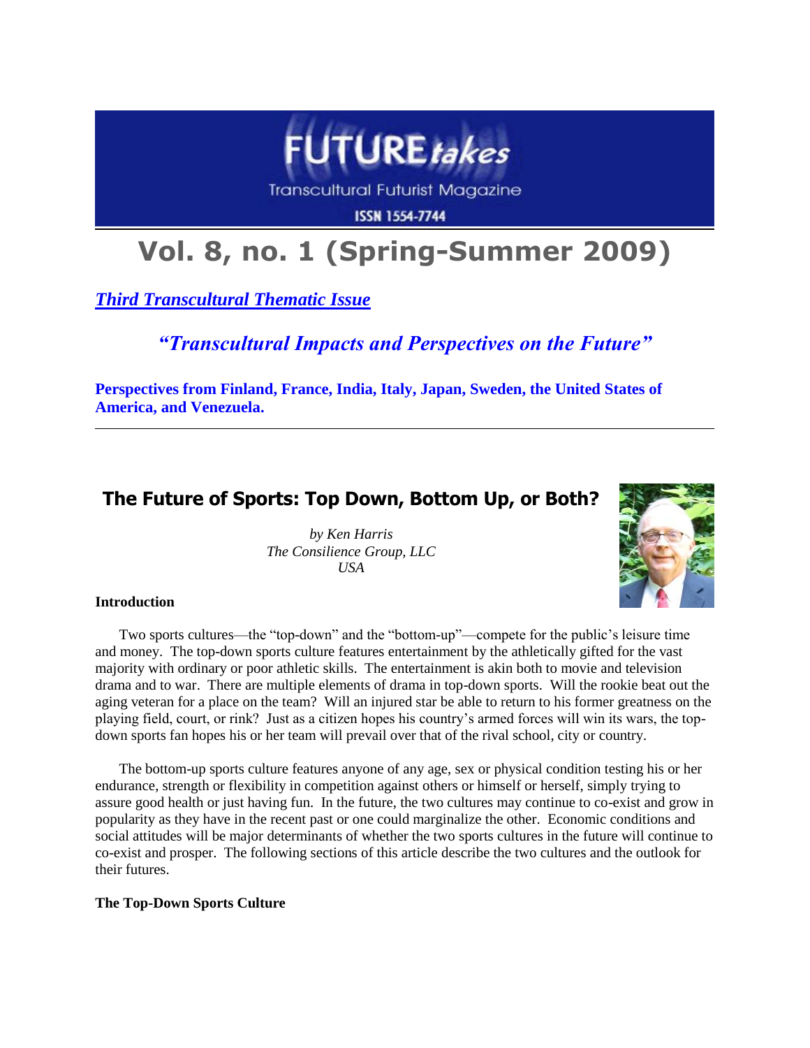# FUTURE *takes*

Transcultural Futurist Magazine

ISSN 1554-7744

# Vol. 8, no. 1 (Spring-Summer 2009)

***Third Transcultural Thematic Issue***

***"Transcultural Impacts and Perspectives on the Future"***

**Perspectives from Finland, France, India, Italy, Japan, Sweden, the United States of America, and Venezuela.**

---

## The Future of Sports: Top Down, Bottom Up, or Both?

*by Ken Harris*
*The Consilience Group, LLC*
*USA*

**Introduction**

Two sports cultures—the "top-down" and the "bottom-up"—compete for the public's leisure time and money. The top-down sports culture features entertainment by the athletically gifted for the vast majority with ordinary or poor athletic skills. The entertainment is akin both to movie and television drama and to war. There are multiple elements of drama in top-down sports. Will the rookie beat out the aging veteran for a place on the team? Will an injured star be able to return to his former greatness on the playing field, court, or rink? Just as a citizen hopes his country's armed forces will win its wars, the top-down sports fan hopes his or her team will prevail over that of the rival school, city or country.

The bottom-up sports culture features anyone of any age, sex or physical condition testing his or her endurance, strength or flexibility in competition against others or himself or herself, simply trying to assure good health or just having fun. In the future, the two cultures may continue to co-exist and grow in popularity as they have in the recent past or one could marginalize the other. Economic conditions and social attitudes will be major determinants of whether the two sports cultures in the future will continue to co-exist and prosper. The following sections of this article describe the two cultures and the outlook for their futures.

**The Top-Down Sports Culture**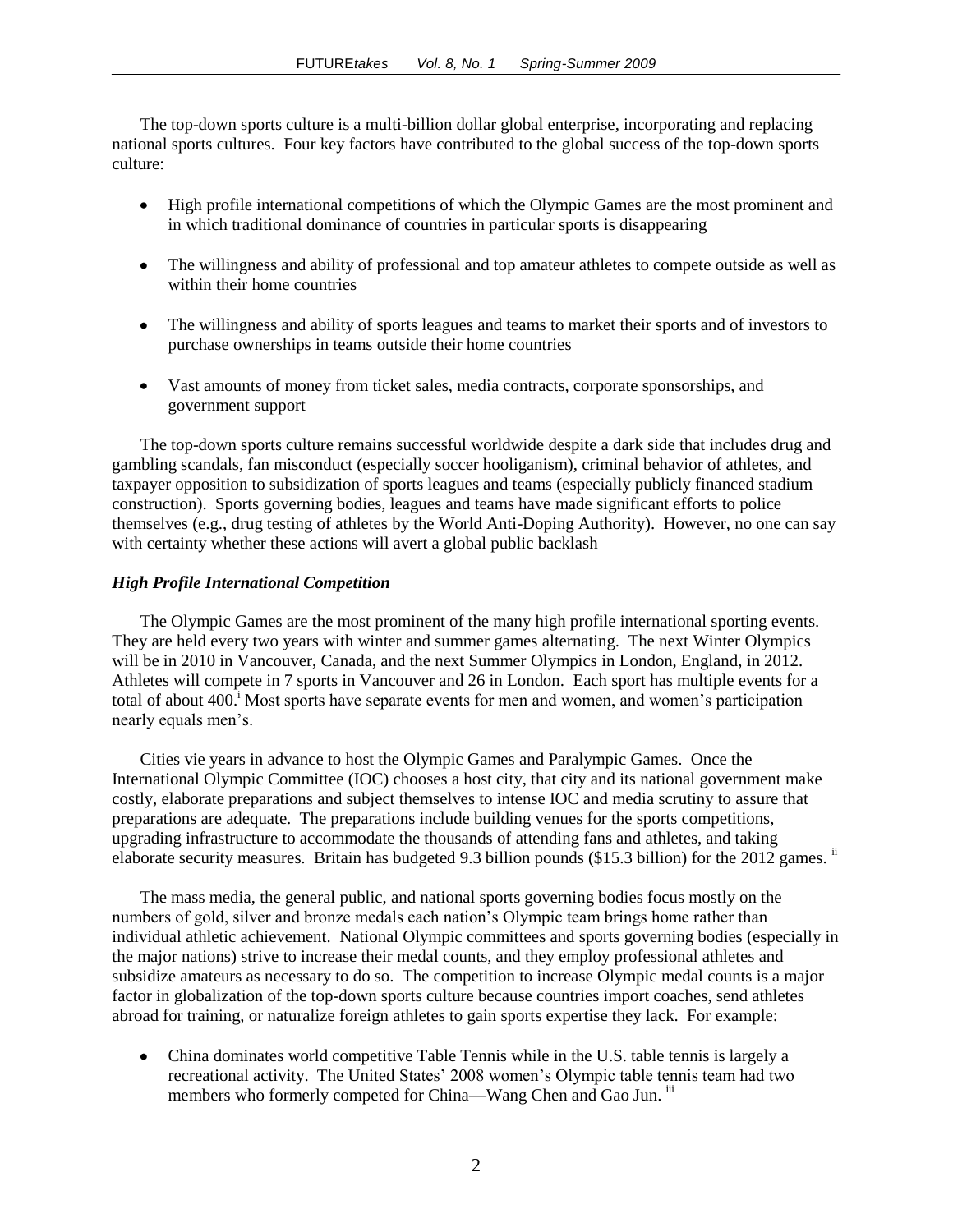The top-down sports culture is a multi-billion dollar global enterprise, incorporating and replacing national sports cultures. Four key factors have contributed to the global success of the top-down sports culture:

- High profile international competitions of which the Olympic Games are the most prominent and in which traditional dominance of countries in particular sports is disappearing
- The willingness and ability of professional and top amateur athletes to compete outside as well as within their home countries
- The willingness and ability of sports leagues and teams to market their sports and of investors to purchase ownerships in teams outside their home countries
- Vast amounts of money from ticket sales, media contracts, corporate sponsorships, and government support

The top-down sports culture remains successful worldwide despite a dark side that includes drug and gambling scandals, fan misconduct (especially soccer hooliganism), criminal behavior of athletes, and taxpayer opposition to subsidization of sports leagues and teams (especially publicly financed stadium construction). Sports governing bodies, leagues and teams have made significant efforts to police themselves (e.g., drug testing of athletes by the World Anti-Doping Authority). However, no one can say with certainty whether these actions will avert a global public backlash

***High Profile International Competition***

The Olympic Games are the most prominent of the many high profile international sporting events. They are held every two years with winter and summer games alternating. The next Winter Olympics will be in 2010 in Vancouver, Canada, and the next Summer Olympics in London, England, in 2012. Athletes will compete in 7 sports in Vancouver and 26 in London. Each sport has multiple events for a total of about 400.[i] Most sports have separate events for men and women, and women's participation nearly equals men's.

Cities vie years in advance to host the Olympic Games and Paralympic Games. Once the International Olympic Committee (IOC) chooses a host city, that city and its national government make costly, elaborate preparations and subject themselves to intense IOC and media scrutiny to assure that preparations are adequate. The preparations include building venues for the sports competitions, upgrading infrastructure to accommodate the thousands of attending fans and athletes, and taking elaborate security measures. Britain has budgeted 9.3 billion pounds ($15.3 billion) for the 2012 games. [ii]

The mass media, the general public, and national sports governing bodies focus mostly on the numbers of gold, silver and bronze medals each nation's Olympic team brings home rather than individual athletic achievement. National Olympic committees and sports governing bodies (especially in the major nations) strive to increase their medal counts, and they employ professional athletes and subsidize amateurs as necessary to do so. The competition to increase Olympic medal counts is a major factor in globalization of the top-down sports culture because countries import coaches, send athletes abroad for training, or naturalize foreign athletes to gain sports expertise they lack. For example:

- China dominates world competitive Table Tennis while in the U.S. table tennis is largely a recreational activity. The United States' 2008 women's Olympic table tennis team had two members who formerly competed for China—Wang Chen and Gao Jun. [iii]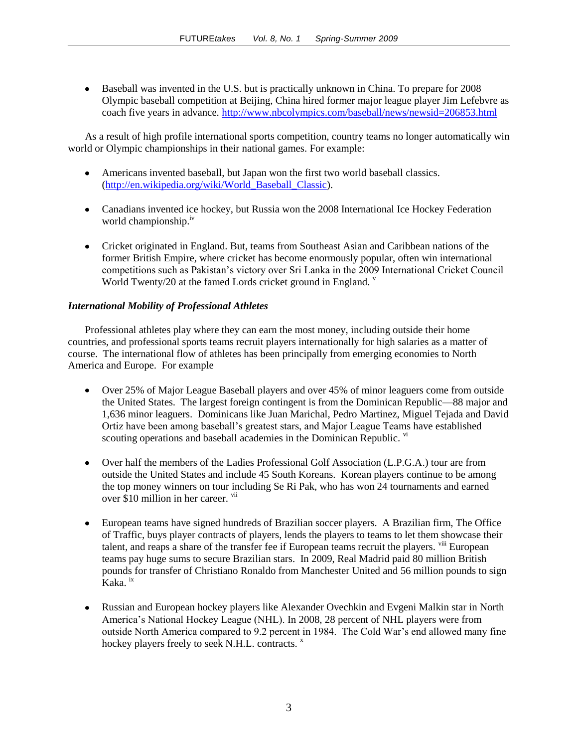- Baseball was invented in the U.S. but is practically unknown in China. To prepare for 2008 Olympic baseball competition at Beijing, China hired former major league player Jim Lefebvre as coach five years in advance. http://www.nbcolympics.com/baseball/news/newsid=206853.html

As a result of high profile international sports competition, country teams no longer automatically win world or Olympic championships in their national games. For example:

- Americans invented baseball, but Japan won the first two world baseball classics. (http://en.wikipedia.org/wiki/World_Baseball_Classic).

- Canadians invented ice hockey, but Russia won the 2008 International Ice Hockey Federation world championship.[iv]

- Cricket originated in England. But, teams from Southeast Asian and Caribbean nations of the former British Empire, where cricket has become enormously popular, often win international competitions such as Pakistan's victory over Sri Lanka in the 2009 International Cricket Council World Twenty/20 at the famed Lords cricket ground in England.[v]

***International Mobility of Professional Athletes***

Professional athletes play where they can earn the most money, including outside their home countries, and professional sports teams recruit players internationally for high salaries as a matter of course. The international flow of athletes has been principally from emerging economies to North America and Europe. For example

- Over 25% of Major League Baseball players and over 45% of minor leaguers come from outside the United States. The largest foreign contingent is from the Dominican Republic—88 major and 1,636 minor leaguers. Dominicans like Juan Marichal, Pedro Martinez, Miguel Tejada and David Ortiz have been among baseball's greatest stars, and Major League Teams have established scouting operations and baseball academies in the Dominican Republic.[vi]

- Over half the members of the Ladies Professional Golf Association (L.P.G.A.) tour are from outside the United States and include 45 South Koreans. Korean players continue to be among the top money winners on tour including Se Ri Pak, who has won 24 tournaments and earned over $10 million in her career.[vii]

- European teams have signed hundreds of Brazilian soccer players. A Brazilian firm, The Office of Traffic, buys player contracts of players, lends the players to teams to let them showcase their talent, and reaps a share of the transfer fee if European teams recruit the players.[viii] European teams pay huge sums to secure Brazilian stars. In 2009, Real Madrid paid 80 million British pounds for transfer of Christiano Ronaldo from Manchester United and 56 million pounds to sign Kaka.[ix]

- Russian and European hockey players like Alexander Ovechkin and Evgeni Malkin star in North America's National Hockey League (NHL). In 2008, 28 percent of NHL players were from outside North America compared to 9.2 percent in 1984. The Cold War's end allowed many fine hockey players freely to seek N.H.L. contracts.[x]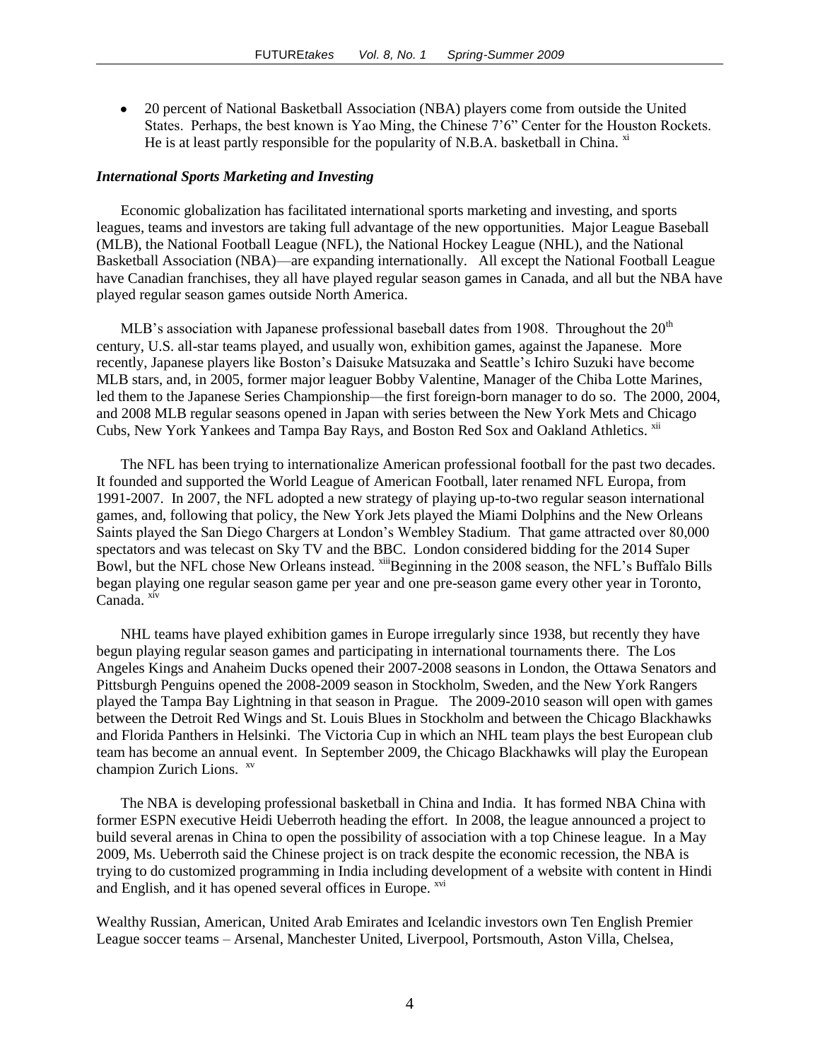- 20 percent of National Basketball Association (NBA) players come from outside the United States. Perhaps, the best known is Yao Ming, the Chinese 7'6" Center for the Houston Rockets. He is at least partly responsible for the popularity of N.B.A. basketball in China. [xi]

### *International Sports Marketing and Investing*

Economic globalization has facilitated international sports marketing and investing, and sports leagues, teams and investors are taking full advantage of the new opportunities. Major League Baseball (MLB), the National Football League (NFL), the National Hockey League (NHL), and the National Basketball Association (NBA)—are expanding internationally. All except the National Football League have Canadian franchises, they all have played regular season games in Canada, and all but the NBA have played regular season games outside North America.

MLB's association with Japanese professional baseball dates from 1908. Throughout the 20th century, U.S. all-star teams played, and usually won, exhibition games, against the Japanese. More recently, Japanese players like Boston's Daisuke Matsuzaka and Seattle's Ichiro Suzuki have become MLB stars, and, in 2005, former major leaguer Bobby Valentine, Manager of the Chiba Lotte Marines, led them to the Japanese Series Championship—the first foreign-born manager to do so. The 2000, 2004, and 2008 MLB regular seasons opened in Japan with series between the New York Mets and Chicago Cubs, New York Yankees and Tampa Bay Rays, and Boston Red Sox and Oakland Athletics. [xii]

The NFL has been trying to internationalize American professional football for the past two decades. It founded and supported the World League of American Football, later renamed NFL Europa, from 1991-2007. In 2007, the NFL adopted a new strategy of playing up-to-two regular season international games, and, following that policy, the New York Jets played the Miami Dolphins and the New Orleans Saints played the San Diego Chargers at London's Wembley Stadium. That game attracted over 80,000 spectators and was telecast on Sky TV and the BBC. London considered bidding for the 2014 Super Bowl, but the NFL chose New Orleans instead. [xiii]Beginning in the 2008 season, the NFL's Buffalo Bills began playing one regular season game per year and one pre-season game every other year in Toronto, Canada. [xiv]

NHL teams have played exhibition games in Europe irregularly since 1938, but recently they have begun playing regular season games and participating in international tournaments there. The Los Angeles Kings and Anaheim Ducks opened their 2007-2008 seasons in London, the Ottawa Senators and Pittsburgh Penguins opened the 2008-2009 season in Stockholm, Sweden, and the New York Rangers played the Tampa Bay Lightning in that season in Prague. The 2009-2010 season will open with games between the Detroit Red Wings and St. Louis Blues in Stockholm and between the Chicago Blackhawks and Florida Panthers in Helsinki. The Victoria Cup in which an NHL team plays the best European club team has become an annual event. In September 2009, the Chicago Blackhawks will play the European champion Zurich Lions. [xv]

The NBA is developing professional basketball in China and India. It has formed NBA China with former ESPN executive Heidi Ueberroth heading the effort. In 2008, the league announced a project to build several arenas in China to open the possibility of association with a top Chinese league. In a May 2009, Ms. Ueberroth said the Chinese project is on track despite the economic recession, the NBA is trying to do customized programming in India including development of a website with content in Hindi and English, and it has opened several offices in Europe. [xvi]

Wealthy Russian, American, United Arab Emirates and Icelandic investors own Ten English Premier League soccer teams – Arsenal, Manchester United, Liverpool, Portsmouth, Aston Villa, Chelsea,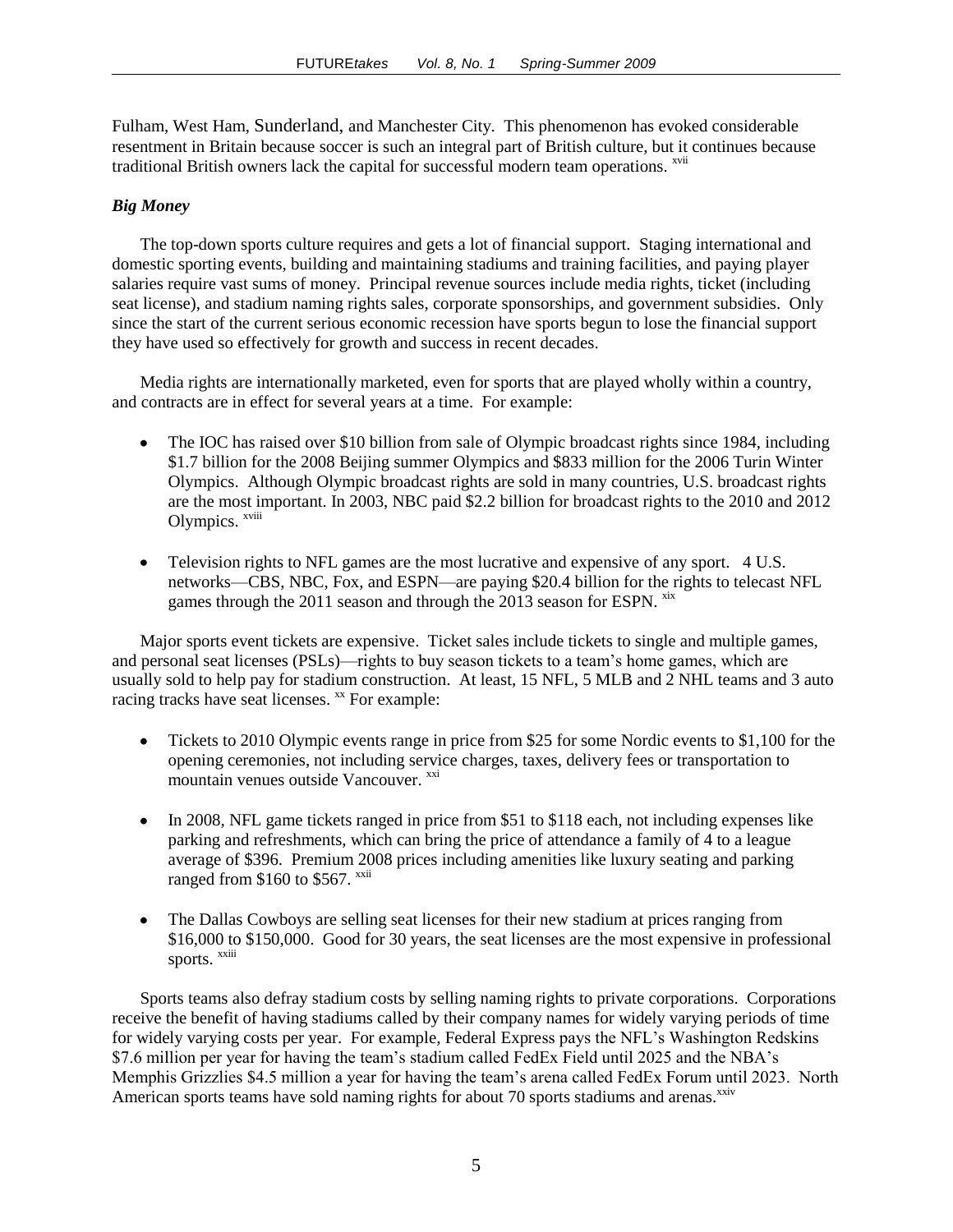Fulham, West Ham, Sunderland, and Manchester City. This phenomenon has evoked considerable resentment in Britain because soccer is such an integral part of British culture, but it continues because traditional British owners lack the capital for successful modern team operations. [xvii]

### *Big Money*

The top-down sports culture requires and gets a lot of financial support. Staging international and domestic sporting events, building and maintaining stadiums and training facilities, and paying player salaries require vast sums of money. Principal revenue sources include media rights, ticket (including seat license), and stadium naming rights sales, corporate sponsorships, and government subsidies. Only since the start of the current serious economic recession have sports begun to lose the financial support they have used so effectively for growth and success in recent decades.

Media rights are internationally marketed, even for sports that are played wholly within a country, and contracts are in effect for several years at a time. For example:

- The IOC has raised over $10 billion from sale of Olympic broadcast rights since 1984, including $1.7 billion for the 2008 Beijing summer Olympics and $833 million for the 2006 Turin Winter Olympics. Although Olympic broadcast rights are sold in many countries, U.S. broadcast rights are the most important. In 2003, NBC paid $2.2 billion for broadcast rights to the 2010 and 2012 Olympics. [xviii]

- Television rights to NFL games are the most lucrative and expensive of any sport. 4 U.S. networks—CBS, NBC, Fox, and ESPN—are paying $20.4 billion for the rights to telecast NFL games through the 2011 season and through the 2013 season for ESPN. [xix]

Major sports event tickets are expensive. Ticket sales include tickets to single and multiple games, and personal seat licenses (PSLs)—rights to buy season tickets to a team's home games, which are usually sold to help pay for stadium construction. At least, 15 NFL, 5 MLB and 2 NHL teams and 3 auto racing tracks have seat licenses. [xx] For example:

- Tickets to 2010 Olympic events range in price from $25 for some Nordic events to $1,100 for the opening ceremonies, not including service charges, taxes, delivery fees or transportation to mountain venues outside Vancouver. [xxi]

- In 2008, NFL game tickets ranged in price from $51 to $118 each, not including expenses like parking and refreshments, which can bring the price of attendance a family of 4 to a league average of $396. Premium 2008 prices including amenities like luxury seating and parking ranged from $160 to $567. [xxii]

- The Dallas Cowboys are selling seat licenses for their new stadium at prices ranging from $16,000 to $150,000. Good for 30 years, the seat licenses are the most expensive in professional sports. [xxiii]

Sports teams also defray stadium costs by selling naming rights to private corporations. Corporations receive the benefit of having stadiums called by their company names for widely varying periods of time for widely varying costs per year. For example, Federal Express pays the NFL's Washington Redskins $7.6 million per year for having the team's stadium called FedEx Field until 2025 and the NBA's Memphis Grizzlies $4.5 million a year for having the team's arena called FedEx Forum until 2023. North American sports teams have sold naming rights for about 70 sports stadiums and arenas.[xxiv]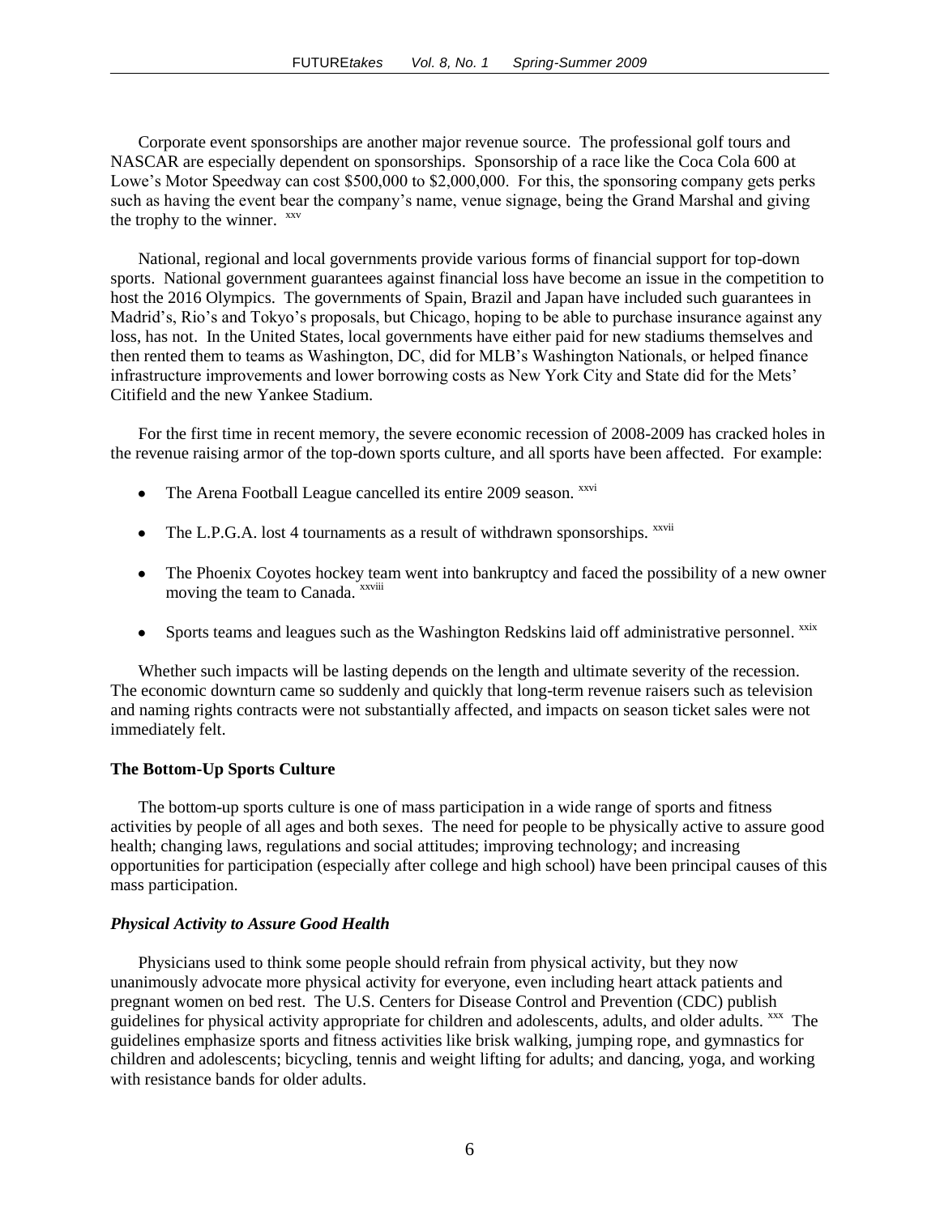Corporate event sponsorships are another major revenue source. The professional golf tours and NASCAR are especially dependent on sponsorships. Sponsorship of a race like the Coca Cola 600 at Lowe's Motor Speedway can cost \$500,000 to \$2,000,000. For this, the sponsoring company gets perks such as having the event bear the company's name, venue signage, being the Grand Marshal and giving the trophy to the winner. [xxv]

National, regional and local governments provide various forms of financial support for top-down sports. National government guarantees against financial loss have become an issue in the competition to host the 2016 Olympics. The governments of Spain, Brazil and Japan have included such guarantees in Madrid's, Rio's and Tokyo's proposals, but Chicago, hoping to be able to purchase insurance against any loss, has not. In the United States, local governments have either paid for new stadiums themselves and then rented them to teams as Washington, DC, did for MLB's Washington Nationals, or helped finance infrastructure improvements and lower borrowing costs as New York City and State did for the Mets' Citifield and the new Yankee Stadium.

For the first time in recent memory, the severe economic recession of 2008-2009 has cracked holes in the revenue raising armor of the top-down sports culture, and all sports have been affected. For example:

- The Arena Football League cancelled its entire 2009 season. [xxvi]
- The L.P.G.A. lost 4 tournaments as a result of withdrawn sponsorships. [xxvii]
- The Phoenix Coyotes hockey team went into bankruptcy and faced the possibility of a new owner moving the team to Canada. [xxviii]
- Sports teams and leagues such as the Washington Redskins laid off administrative personnel. [xxix]

Whether such impacts will be lasting depends on the length and ultimate severity of the recession. The economic downturn came so suddenly and quickly that long-term revenue raisers such as television and naming rights contracts were not substantially affected, and impacts on season ticket sales were not immediately felt.

**The Bottom-Up Sports Culture**

The bottom-up sports culture is one of mass participation in a wide range of sports and fitness activities by people of all ages and both sexes. The need for people to be physically active to assure good health; changing laws, regulations and social attitudes; improving technology; and increasing opportunities for participation (especially after college and high school) have been principal causes of this mass participation.

***Physical Activity to Assure Good Health***

Physicians used to think some people should refrain from physical activity, but they now unanimously advocate more physical activity for everyone, even including heart attack patients and pregnant women on bed rest. The U.S. Centers for Disease Control and Prevention (CDC) publish guidelines for physical activity appropriate for children and adolescents, adults, and older adults. [xxx] The guidelines emphasize sports and fitness activities like brisk walking, jumping rope, and gymnastics for children and adolescents; bicycling, tennis and weight lifting for adults; and dancing, yoga, and working with resistance bands for older adults.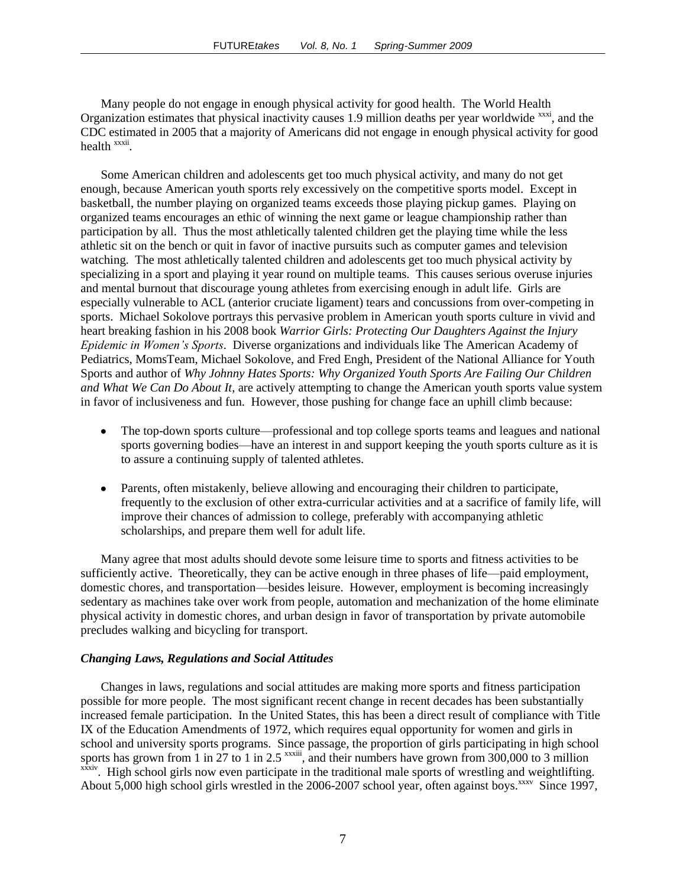Many people do not engage in enough physical activity for good health. The World Health Organization estimates that physical inactivity causes 1.9 million deaths per year worldwide [xxxi], and the CDC estimated in 2005 that a majority of Americans did not engage in enough physical activity for good health [xxxii].

Some American children and adolescents get too much physical activity, and many do not get enough, because American youth sports rely excessively on the competitive sports model. Except in basketball, the number playing on organized teams exceeds those playing pickup games. Playing on organized teams encourages an ethic of winning the next game or league championship rather than participation by all. Thus the most athletically talented children get the playing time while the less athletic sit on the bench or quit in favor of inactive pursuits such as computer games and television watching. The most athletically talented children and adolescents get too much physical activity by specializing in a sport and playing it year round on multiple teams. This causes serious overuse injuries and mental burnout that discourage young athletes from exercising enough in adult life. Girls are especially vulnerable to ACL (anterior cruciate ligament) tears and concussions from over-competing in sports. Michael Sokolove portrays this pervasive problem in American youth sports culture in vivid and heart breaking fashion in his 2008 book *Warrior Girls: Protecting Our Daughters Against the Injury Epidemic in Women's Sports*. Diverse organizations and individuals like The American Academy of Pediatrics, MomsTeam, Michael Sokolove, and Fred Engh, President of the National Alliance for Youth Sports and author of *Why Johnny Hates Sports: Why Organized Youth Sports Are Failing Our Children and What We Can Do About It*, are actively attempting to change the American youth sports value system in favor of inclusiveness and fun. However, those pushing for change face an uphill climb because:

- The top-down sports culture—professional and top college sports teams and leagues and national sports governing bodies—have an interest in and support keeping the youth sports culture as it is to assure a continuing supply of talented athletes.
- Parents, often mistakenly, believe allowing and encouraging their children to participate, frequently to the exclusion of other extra-curricular activities and at a sacrifice of family life, will improve their chances of admission to college, preferably with accompanying athletic scholarships, and prepare them well for adult life.

Many agree that most adults should devote some leisure time to sports and fitness activities to be sufficiently active. Theoretically, they can be active enough in three phases of life—paid employment, domestic chores, and transportation—besides leisure. However, employment is becoming increasingly sedentary as machines take over work from people, automation and mechanization of the home eliminate physical activity in domestic chores, and urban design in favor of transportation by private automobile precludes walking and bicycling for transport.

### *Changing Laws, Regulations and Social Attitudes*

Changes in laws, regulations and social attitudes are making more sports and fitness participation possible for more people. The most significant recent change in recent decades has been substantially increased female participation. In the United States, this has been a direct result of compliance with Title IX of the Education Amendments of 1972, which requires equal opportunity for women and girls in school and university sports programs. Since passage, the proportion of girls participating in high school sports has grown from 1 in 27 to 1 in 2.5 [xxxiii], and their numbers have grown from 300,000 to 3 million [xxxiv]. High school girls now even participate in the traditional male sports of wrestling and weightlifting. About 5,000 high school girls wrestled in the 2006-2007 school year, often against boys.[xxxv] Since 1997,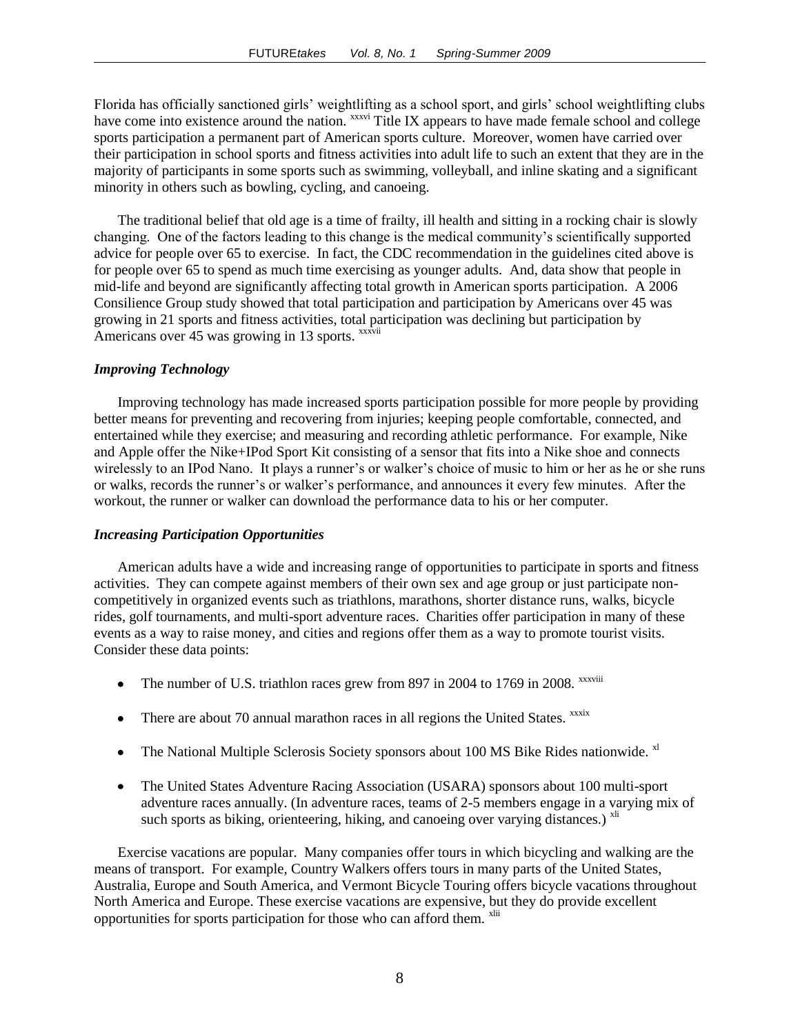Florida has officially sanctioned girls' weightlifting as a school sport, and girls' school weightlifting clubs have come into existence around the nation. [xxxvi] Title IX appears to have made female school and college sports participation a permanent part of American sports culture. Moreover, women have carried over their participation in school sports and fitness activities into adult life to such an extent that they are in the majority of participants in some sports such as swimming, volleyball, and inline skating and a significant minority in others such as bowling, cycling, and canoeing.

The traditional belief that old age is a time of frailty, ill health and sitting in a rocking chair is slowly changing. One of the factors leading to this change is the medical community's scientifically supported advice for people over 65 to exercise. In fact, the CDC recommendation in the guidelines cited above is for people over 65 to spend as much time exercising as younger adults. And, data show that people in mid-life and beyond are significantly affecting total growth in American sports participation. A 2006 Consilience Group study showed that total participation and participation by Americans over 45 was growing in 21 sports and fitness activities, total participation was declining but participation by Americans over 45 was growing in 13 sports. [xxxvii]

### *Improving Technology*

Improving technology has made increased sports participation possible for more people by providing better means for preventing and recovering from injuries; keeping people comfortable, connected, and entertained while they exercise; and measuring and recording athletic performance. For example, Nike and Apple offer the Nike+IPod Sport Kit consisting of a sensor that fits into a Nike shoe and connects wirelessly to an IPod Nano. It plays a runner's or walker's choice of music to him or her as he or she runs or walks, records the runner's or walker's performance, and announces it every few minutes. After the workout, the runner or walker can download the performance data to his or her computer.

### *Increasing Participation Opportunities*

American adults have a wide and increasing range of opportunities to participate in sports and fitness activities. They can compete against members of their own sex and age group or just participate non-competitively in organized events such as triathlons, marathons, shorter distance runs, walks, bicycle rides, golf tournaments, and multi-sport adventure races. Charities offer participation in many of these events as a way to raise money, and cities and regions offer them as a way to promote tourist visits. Consider these data points:

- The number of U.S. triathlon races grew from 897 in 2004 to 1769 in 2008. [xxxviii]
- There are about 70 annual marathon races in all regions the United States. [xxxix]
- The National Multiple Sclerosis Society sponsors about 100 MS Bike Rides nationwide. [xl]
- The United States Adventure Racing Association (USARA) sponsors about 100 multi-sport adventure races annually. (In adventure races, teams of 2-5 members engage in a varying mix of such sports as biking, orienteering, hiking, and canoeing over varying distances.) [xli]

Exercise vacations are popular. Many companies offer tours in which bicycling and walking are the means of transport. For example, Country Walkers offers tours in many parts of the United States, Australia, Europe and South America, and Vermont Bicycle Touring offers bicycle vacations throughout North America and Europe. These exercise vacations are expensive, but they do provide excellent opportunities for sports participation for those who can afford them. [xlii]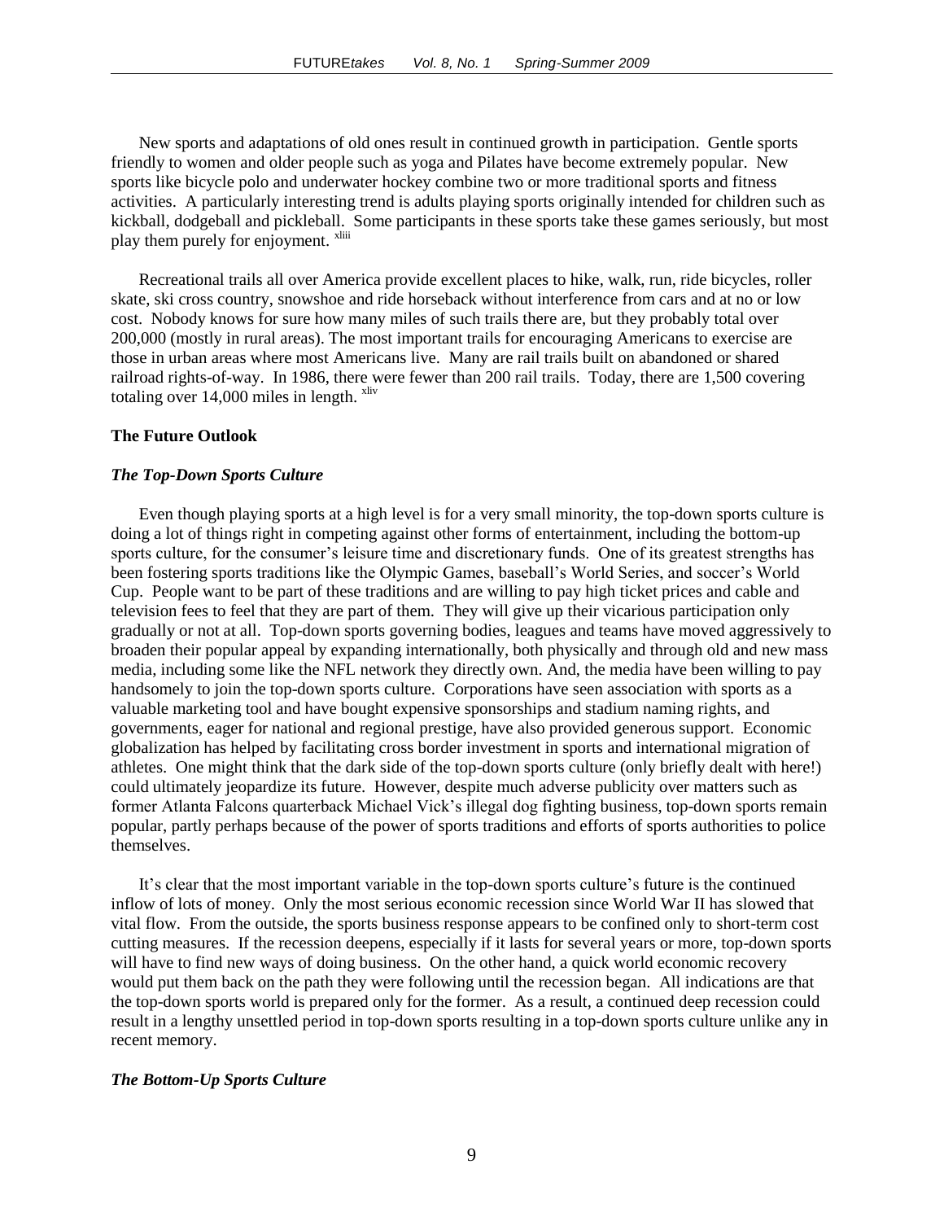New sports and adaptations of old ones result in continued growth in participation. Gentle sports friendly to women and older people such as yoga and Pilates have become extremely popular. New sports like bicycle polo and underwater hockey combine two or more traditional sports and fitness activities. A particularly interesting trend is adults playing sports originally intended for children such as kickball, dodgeball and pickleball. Some participants in these sports take these games seriously, but most play them purely for enjoyment. [xliii]

Recreational trails all over America provide excellent places to hike, walk, run, ride bicycles, roller skate, ski cross country, snowshoe and ride horseback without interference from cars and at no or low cost. Nobody knows for sure how many miles of such trails there are, but they probably total over 200,000 (mostly in rural areas). The most important trails for encouraging Americans to exercise are those in urban areas where most Americans live. Many are rail trails built on abandoned or shared railroad rights-of-way. In 1986, there were fewer than 200 rail trails. Today, there are 1,500 covering totaling over 14,000 miles in length. [xliv]

**The Future Outlook**

***The Top-Down Sports Culture***

Even though playing sports at a high level is for a very small minority, the top-down sports culture is doing a lot of things right in competing against other forms of entertainment, including the bottom-up sports culture, for the consumer's leisure time and discretionary funds. One of its greatest strengths has been fostering sports traditions like the Olympic Games, baseball's World Series, and soccer's World Cup. People want to be part of these traditions and are willing to pay high ticket prices and cable and television fees to feel that they are part of them. They will give up their vicarious participation only gradually or not at all. Top-down sports governing bodies, leagues and teams have moved aggressively to broaden their popular appeal by expanding internationally, both physically and through old and new mass media, including some like the NFL network they directly own. And, the media have been willing to pay handsomely to join the top-down sports culture. Corporations have seen association with sports as a valuable marketing tool and have bought expensive sponsorships and stadium naming rights, and governments, eager for national and regional prestige, have also provided generous support. Economic globalization has helped by facilitating cross border investment in sports and international migration of athletes. One might think that the dark side of the top-down sports culture (only briefly dealt with here!) could ultimately jeopardize its future. However, despite much adverse publicity over matters such as former Atlanta Falcons quarterback Michael Vick's illegal dog fighting business, top-down sports remain popular, partly perhaps because of the power of sports traditions and efforts of sports authorities to police themselves.

It's clear that the most important variable in the top-down sports culture's future is the continued inflow of lots of money. Only the most serious economic recession since World War II has slowed that vital flow. From the outside, the sports business response appears to be confined only to short-term cost cutting measures. If the recession deepens, especially if it lasts for several years or more, top-down sports will have to find new ways of doing business. On the other hand, a quick world economic recovery would put them back on the path they were following until the recession began. All indications are that the top-down sports world is prepared only for the former. As a result, a continued deep recession could result in a lengthy unsettled period in top-down sports resulting in a top-down sports culture unlike any in recent memory.

***The Bottom-Up Sports Culture***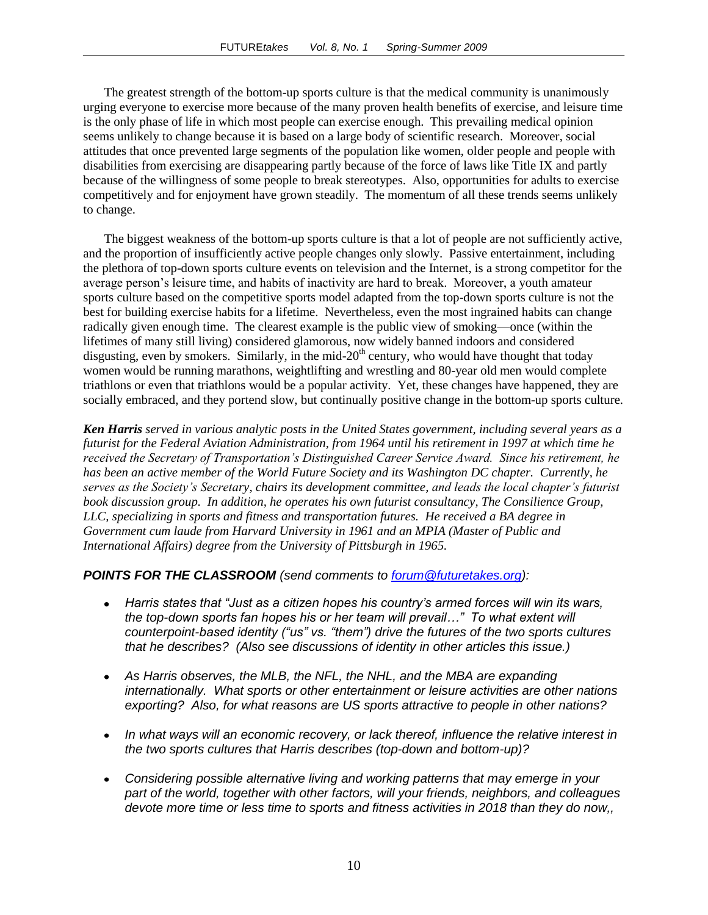The greatest strength of the bottom-up sports culture is that the medical community is unanimously urging everyone to exercise more because of the many proven health benefits of exercise, and leisure time is the only phase of life in which most people can exercise enough. This prevailing medical opinion seems unlikely to change because it is based on a large body of scientific research. Moreover, social attitudes that once prevented large segments of the population like women, older people and people with disabilities from exercising are disappearing partly because of the force of laws like Title IX and partly because of the willingness of some people to break stereotypes. Also, opportunities for adults to exercise competitively and for enjoyment have grown steadily. The momentum of all these trends seems unlikely to change.

The biggest weakness of the bottom-up sports culture is that a lot of people are not sufficiently active, and the proportion of insufficiently active people changes only slowly. Passive entertainment, including the plethora of top-down sports culture events on television and the Internet, is a strong competitor for the average person's leisure time, and habits of inactivity are hard to break. Moreover, a youth amateur sports culture based on the competitive sports model adapted from the top-down sports culture is not the best for building exercise habits for a lifetime. Nevertheless, even the most ingrained habits can change radically given enough time. The clearest example is the public view of smoking—once (within the lifetimes of many still living) considered glamorous, now widely banned indoors and considered disgusting, even by smokers. Similarly, in the mid-20th century, who would have thought that today women would be running marathons, weightlifting and wrestling and 80-year old men would complete triathlons or even that triathlons would be a popular activity. Yet, these changes have happened, they are socially embraced, and they portend slow, but continually positive change in the bottom-up sports culture.

***Ken Harris*** *served in various analytic posts in the United States government, including several years as a futurist for the Federal Aviation Administration, from 1964 until his retirement in 1997 at which time he received the Secretary of Transportation's Distinguished Career Service Award. Since his retirement, he has been an active member of the World Future Society and its Washington DC chapter. Currently, he serves as the Society's Secretary, chairs its development committee, and leads the local chapter's futurist book discussion group. In addition, he operates his own futurist consultancy, The Consilience Group, LLC, specializing in sports and fitness and transportation futures. He received a BA degree in Government cum laude from Harvard University in 1961 and an MPIA (Master of Public and International Affairs) degree from the University of Pittsburgh in 1965.*

***POINTS FOR THE CLASSROOM*** *(send comments to [forum@futuretakes.org](mailto:forum@futuretakes.org)):*

- *Harris states that "Just as a citizen hopes his country's armed forces will win its wars, the top-down sports fan hopes his or her team will prevail…" To what extent will counterpoint-based identity ("us" vs. "them") drive the futures of the two sports cultures that he describes? (Also see discussions of identity in other articles this issue.)*
- *As Harris observes, the MLB, the NFL, the NHL, and the MBA are expanding internationally. What sports or other entertainment or leisure activities are other nations exporting? Also, for what reasons are US sports attractive to people in other nations?*
- *In what ways will an economic recovery, or lack thereof, influence the relative interest in the two sports cultures that Harris describes (top-down and bottom-up)?*
- *Considering possible alternative living and working patterns that may emerge in your part of the world, together with other factors, will your friends, neighbors, and colleagues devote more time or less time to sports and fitness activities in 2018 than they do now,,*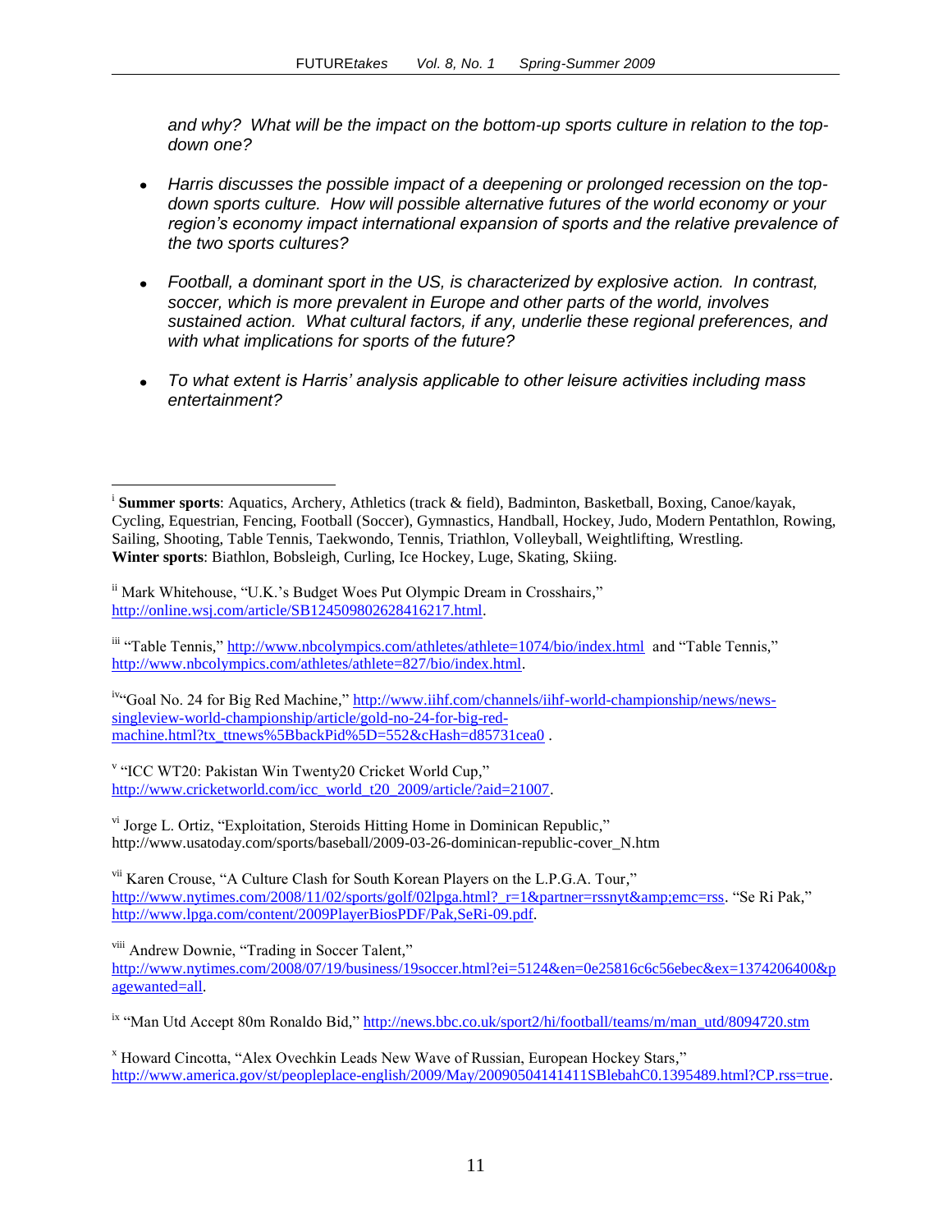*and why? What will be the impact on the bottom-up sports culture in relation to the top-down one?*

- *Harris discusses the possible impact of a deepening or prolonged recession on the top-down sports culture. How will possible alternative futures of the world economy or your region's economy impact international expansion of sports and the relative prevalence of the two sports cultures?*

- *Football, a dominant sport in the US, is characterized by explosive action. In contrast, soccer, which is more prevalent in Europe and other parts of the world, involves sustained action. What cultural factors, if any, underlie these regional preferences, and with what implications for sports of the future?*

- *To what extent is Harris' analysis applicable to other leisure activities including mass entertainment?*

---

[i] **Summer sports**: Aquatics, Archery, Athletics (track & field), Badminton, Basketball, Boxing, Canoe/kayak, Cycling, Equestrian, Fencing, Football (Soccer), Gymnastics, Handball, Hockey, Judo, Modern Pentathlon, Rowing, Sailing, Shooting, Table Tennis, Taekwondo, Tennis, Triathlon, Volleyball, Weightlifting, Wrestling. **Winter sports**: Biathlon, Bobsleigh, Curling, Ice Hockey, Luge, Skating, Skiing.

[ii] Mark Whitehouse, "U.K.'s Budget Woes Put Olympic Dream in Crosshairs," http://online.wsj.com/article/SB124509802628416217.html.

[iii] "Table Tennis," http://www.nbcolympics.com/athletes/athlete=1074/bio/index.html and "Table Tennis," http://www.nbcolympics.com/athletes/athlete=827/bio/index.html.

[iv] "Goal No. 24 for Big Red Machine," http://www.iihf.com/channels/iihf-world-championship/news/news-singleview-world-championship/article/gold-no-24-for-big-red-machine.html?tx_ttnews%5BbackPid%5D=552&cHash=d85731cea0 .

[v] "ICC WT20: Pakistan Win Twenty20 Cricket World Cup," http://www.cricketworld.com/icc_world_t20_2009/article/?aid=21007.

[vi] Jorge L. Ortiz, "Exploitation, Steroids Hitting Home in Dominican Republic," http://www.usatoday.com/sports/baseball/2009-03-26-dominican-republic-cover_N.htm

[vii] Karen Crouse, "A Culture Clash for South Korean Players on the L.P.G.A. Tour," http://www.nytimes.com/2008/11/02/sports/golf/02lpga.html?_r=1&partner=rssnyt&amp;emc=rss. "Se Ri Pak," http://www.lpga.com/content/2009PlayerBiosPDF/Pak,SeRi-09.pdf.

[viii] Andrew Downie, "Trading in Soccer Talent," http://www.nytimes.com/2008/07/19/business/19soccer.html?ei=5124&en=0e25816c6c56ebec&ex=1374206400&pagewanted=all.

[ix] "Man Utd Accept 80m Ronaldo Bid," http://news.bbc.co.uk/sport2/hi/football/teams/m/man_utd/8094720.stm

[x] Howard Cincotta, "Alex Ovechkin Leads New Wave of Russian, European Hockey Stars," http://www.america.gov/st/peopleplace-english/2009/May/20090504141411SBlebahC0.1395489.html?CP.rss=true.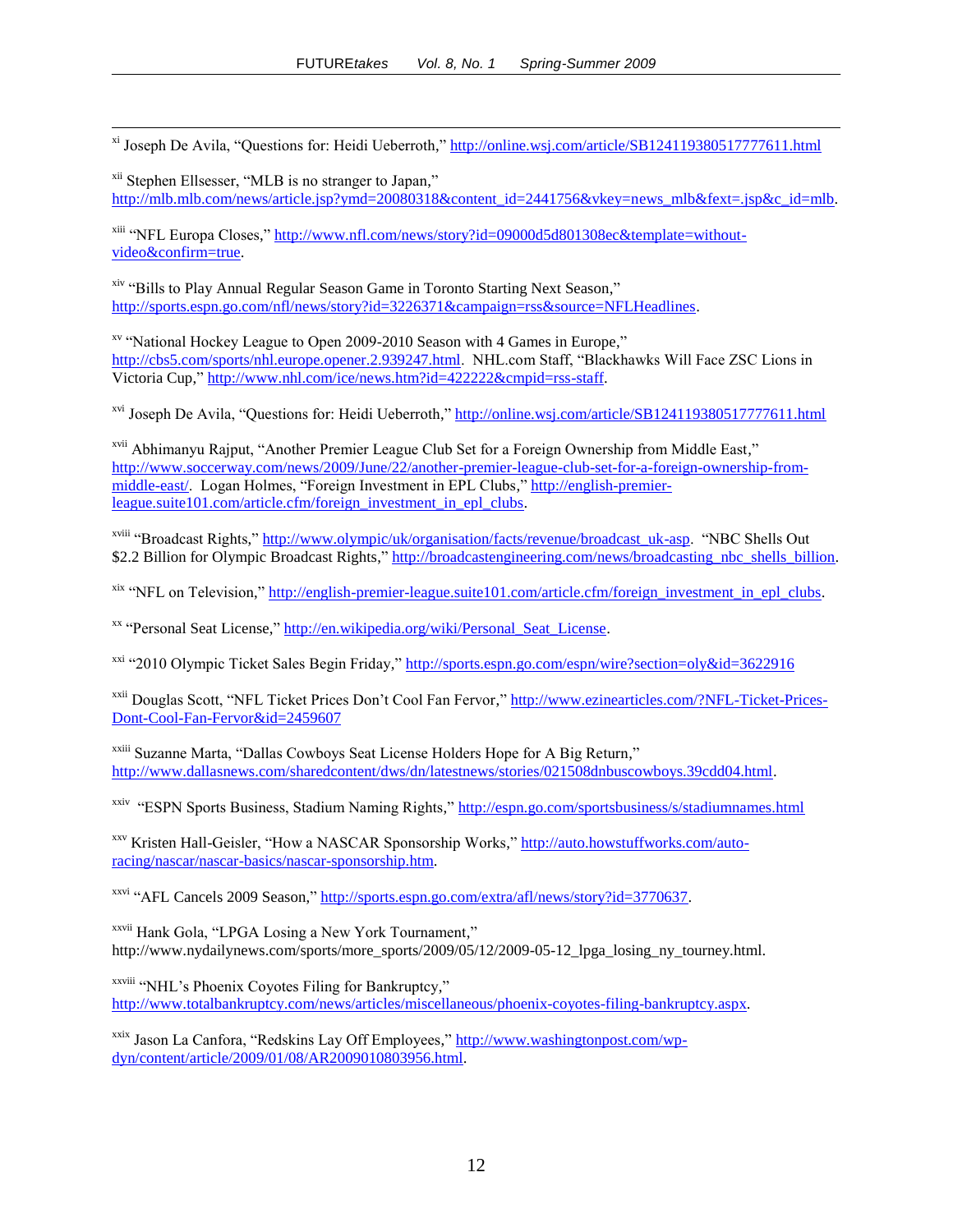[xi] Joseph De Avila, "Questions for: Heidi Ueberroth," http://online.wsj.com/article/SB124119380517777611.html

[xii] Stephen Ellsesser, "MLB is no stranger to Japan," http://mlb.mlb.com/news/article.jsp?ymd=20080318&content_id=2441756&vkey=news_mlb&fext=.jsp&c_id=mlb.

[xiii] "NFL Europa Closes," http://www.nfl.com/news/story?id=09000d5d801308ec&template=without-video&confirm=true.

[xiv] "Bills to Play Annual Regular Season Game in Toronto Starting Next Season," http://sports.espn.go.com/nfl/news/story?id=3226371&campaign=rss&source=NFLHeadlines.

[xv] "National Hockey League to Open 2009-2010 Season with 4 Games in Europe," http://cbs5.com/sports/nhl.europe.opener.2.939247.html. NHL.com Staff, "Blackhawks Will Face ZSC Lions in Victoria Cup," http://www.nhl.com/ice/news.htm?id=422222&cmpid=rss-staff.

[xvi] Joseph De Avila, "Questions for: Heidi Ueberroth," http://online.wsj.com/article/SB124119380517777611.html

[xvii] Abhimanyu Rajput, "Another Premier League Club Set for a Foreign Ownership from Middle East," http://www.soccerway.com/news/2009/June/22/another-premier-league-club-set-for-a-foreign-ownership-from-middle-east/. Logan Holmes, "Foreign Investment in EPL Clubs," http://english-premier-league.suite101.com/article.cfm/foreign_investment_in_epl_clubs.

[xviii] "Broadcast Rights," http://www.olympic/uk/organisation/facts/revenue/broadcast_uk-asp. "NBC Shells Out $2.2 Billion for Olympic Broadcast Rights," http://broadcastengineering.com/news/broadcasting_nbc_shells_billion.

[xix] "NFL on Television," http://english-premier-league.suite101.com/article.cfm/foreign_investment_in_epl_clubs.

[xx] "Personal Seat License," http://en.wikipedia.org/wiki/Personal_Seat_License.

[xxi] "2010 Olympic Ticket Sales Begin Friday," http://sports.espn.go.com/espn/wire?section=oly&id=3622916

[xxii] Douglas Scott, "NFL Ticket Prices Don't Cool Fan Fervor," http://www.ezinearticles.com/?NFL-Ticket-Prices-Dont-Cool-Fan-Fervor&id=2459607

[xxiii] Suzanne Marta, "Dallas Cowboys Seat License Holders Hope for A Big Return," http://www.dallasnews.com/sharedcontent/dws/dn/latestnews/stories/021508dnbuscowboys.39cdd04.html.

[xxiv] "ESPN Sports Business, Stadium Naming Rights," http://espn.go.com/sportsbusiness/s/stadiumnames.html

[xxv] Kristen Hall-Geisler, "How a NASCAR Sponsorship Works," http://auto.howstuffworks.com/auto-racing/nascar/nascar-basics/nascar-sponsorship.htm.

[xxvi] "AFL Cancels 2009 Season," http://sports.espn.go.com/extra/afl/news/story?id=3770637.

[xxvii] Hank Gola, "LPGA Losing a New York Tournament," http://www.nydailynews.com/sports/more_sports/2009/05/12/2009-05-12_lpga_losing_ny_tourney.html.

[xxviii] "NHL's Phoenix Coyotes Filing for Bankruptcy," http://www.totalbankruptcy.com/news/articles/miscellaneous/phoenix-coyotes-filing-bankruptcy.aspx.

[xxix] Jason La Canfora, "Redskins Lay Off Employees," http://www.washingtonpost.com/wp-dyn/content/article/2009/01/08/AR2009010803956.html.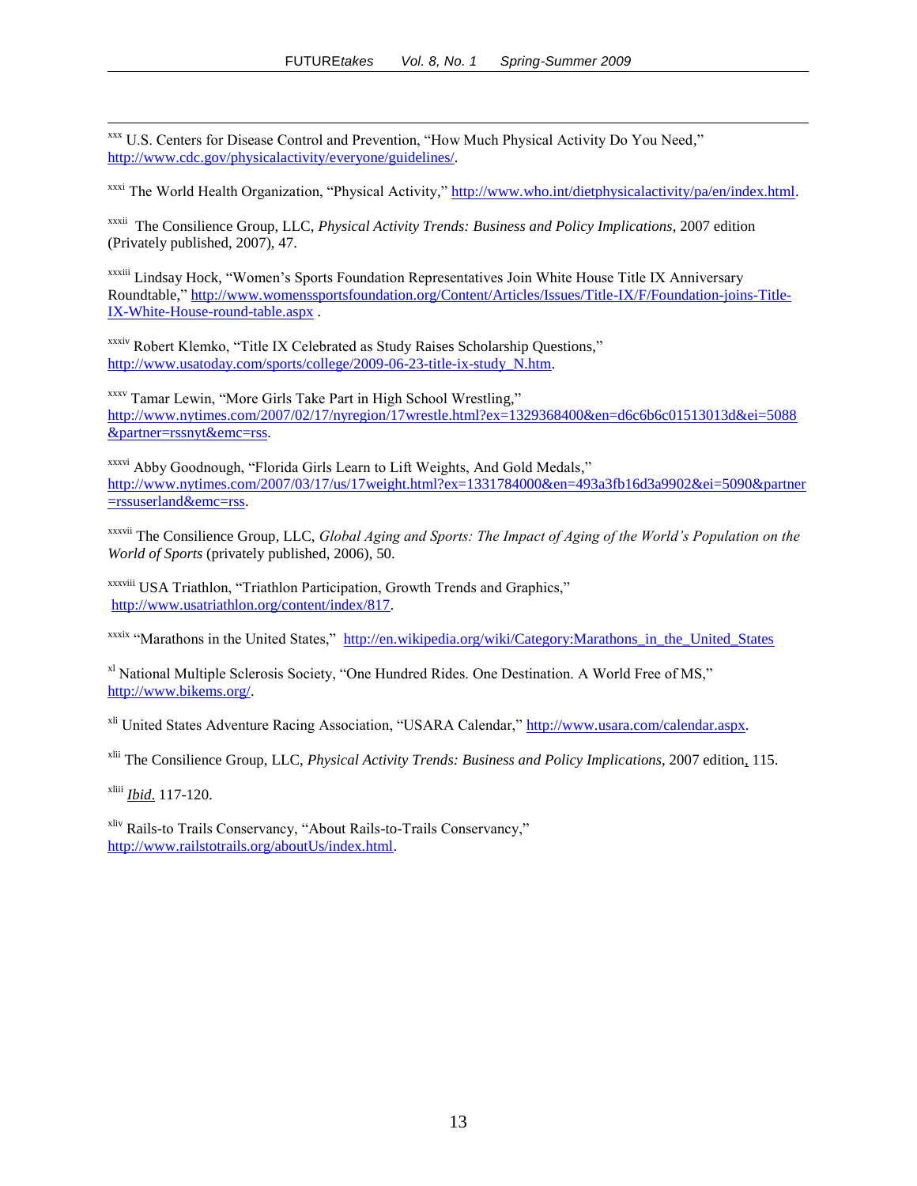[xxx] U.S. Centers for Disease Control and Prevention, "How Much Physical Activity Do You Need," http://www.cdc.gov/physicalactivity/everyone/guidelines/.

[xxxi] The World Health Organization, "Physical Activity," http://www.who.int/dietphysicalactivity/pa/en/index.html.

[xxxii] The Consilience Group, LLC, *Physical Activity Trends: Business and Policy Implications*, 2007 edition (Privately published, 2007), 47.

[xxxiii] Lindsay Hock, "Women's Sports Foundation Representatives Join White House Title IX Anniversary Roundtable," http://www.womenssportsfoundation.org/Content/Articles/Issues/Title-IX/F/Foundation-joins-Title-IX-White-House-round-table.aspx .

[xxxiv] Robert Klemko, "Title IX Celebrated as Study Raises Scholarship Questions," http://www.usatoday.com/sports/college/2009-06-23-title-ix-study_N.htm.

[xxxv] Tamar Lewin, "More Girls Take Part in High School Wrestling," http://www.nytimes.com/2007/02/17/nyregion/17wrestle.html?ex=1329368400&en=d6c6b6c01513013d&ei=5088&partner=rssnyt&emc=rss.

[xxxvi] Abby Goodnough, "Florida Girls Learn to Lift Weights, And Gold Medals," http://www.nytimes.com/2007/03/17/us/17weight.html?ex=1331784000&en=493a3fb16d3a9902&ei=5090&partner=rssuserland&emc=rss.

[xxxvii] The Consilience Group, LLC, *Global Aging and Sports: The Impact of Aging of the World's Population on the World of Sports* (privately published, 2006), 50.

[xxxviii] USA Triathlon, "Triathlon Participation, Growth Trends and Graphics," http://www.usatriathlon.org/content/index/817.

[xxxix] "Marathons in the United States," http://en.wikipedia.org/wiki/Category:Marathons_in_the_United_States

[xl] National Multiple Sclerosis Society, "One Hundred Rides. One Destination. A World Free of MS," http://www.bikems.org/.

[xli] United States Adventure Racing Association, "USARA Calendar," http://www.usara.com/calendar.aspx.

[xlii] The Consilience Group, LLC, *Physical Activity Trends: Business and Policy Implications*, 2007 edition, 115.

[xliii] *Ibid.* 117-120.

[xliv] Rails-to Trails Conservancy, "About Rails-to-Trails Conservancy," http://www.railstotrails.org/aboutUs/index.html.